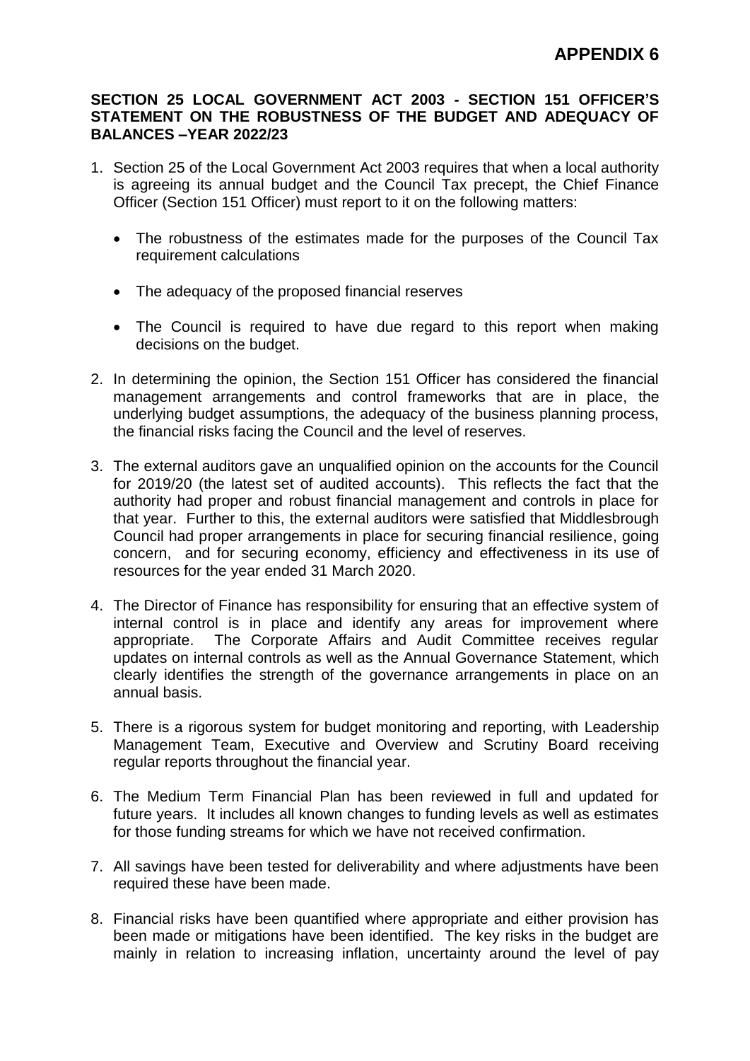**APPENDIX 6**

**SECTION 25 LOCAL GOVERNMENT ACT 2003 - SECTION 151 OFFICER'S STATEMENT ON THE ROBUSTNESS OF THE BUDGET AND ADEQUACY OF BALANCES –YEAR 2022/23**

1. Section 25 of the Local Government Act 2003 requires that when a local authority is agreeing its annual budget and the Council Tax precept, the Chief Finance Officer (Section 151 Officer) must report to it on the following matters:

   - The robustness of the estimates made for the purposes of the Council Tax requirement calculations

   - The adequacy of the proposed financial reserves

   - The Council is required to have due regard to this report when making decisions on the budget.

2. In determining the opinion, the Section 151 Officer has considered the financial management arrangements and control frameworks that are in place, the underlying budget assumptions, the adequacy of the business planning process, the financial risks facing the Council and the level of reserves.

3. The external auditors gave an unqualified opinion on the accounts for the Council for 2019/20 (the latest set of audited accounts). This reflects the fact that the authority had proper and robust financial management and controls in place for that year. Further to this, the external auditors were satisfied that Middlesbrough Council had proper arrangements in place for securing financial resilience, going concern, and for securing economy, efficiency and effectiveness in its use of resources for the year ended 31 March 2020.

4. The Director of Finance has responsibility for ensuring that an effective system of internal control is in place and identify any areas for improvement where appropriate. The Corporate Affairs and Audit Committee receives regular updates on internal controls as well as the Annual Governance Statement, which clearly identifies the strength of the governance arrangements in place on an annual basis.

5. There is a rigorous system for budget monitoring and reporting, with Leadership Management Team, Executive and Overview and Scrutiny Board receiving regular reports throughout the financial year.

6. The Medium Term Financial Plan has been reviewed in full and updated for future years. It includes all known changes to funding levels as well as estimates for those funding streams for which we have not received confirmation.

7. All savings have been tested for deliverability and where adjustments have been required these have been made.

8. Financial risks have been quantified where appropriate and either provision has been made or mitigations have been identified. The key risks in the budget are mainly in relation to increasing inflation, uncertainty around the level of pay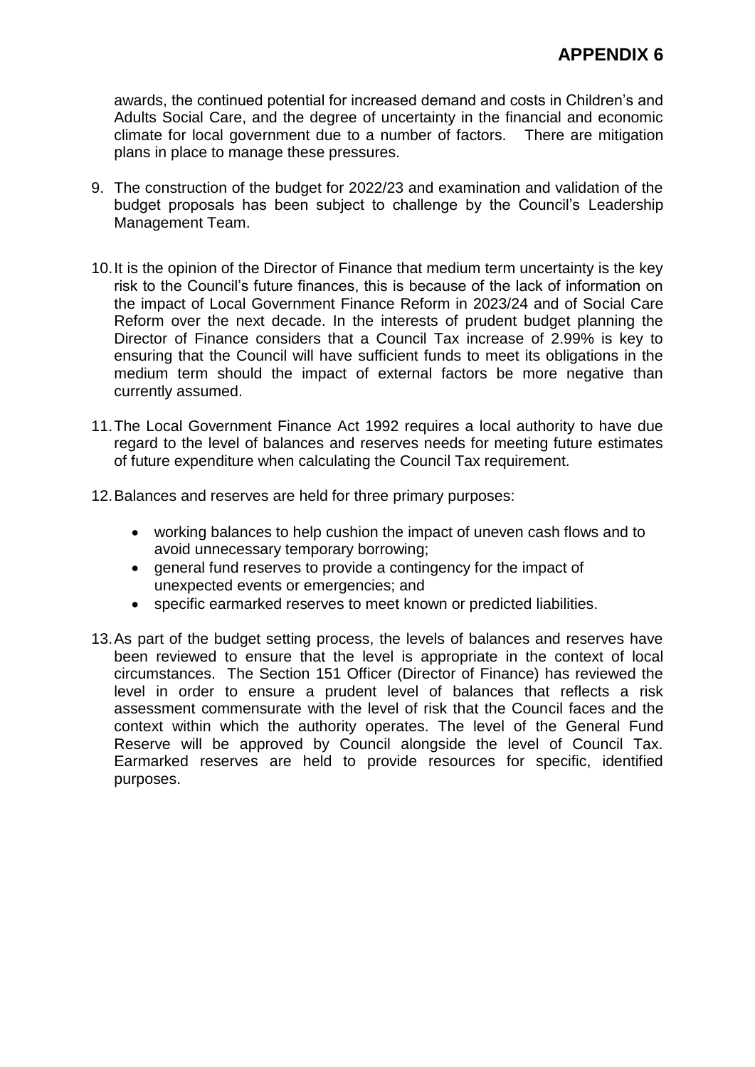# APPENDIX 6

awards, the continued potential for increased demand and costs in Children's and Adults Social Care, and the degree of uncertainty in the financial and economic climate for local government due to a number of factors. There are mitigation plans in place to manage these pressures.

9. The construction of the budget for 2022/23 and examination and validation of the budget proposals has been subject to challenge by the Council's Leadership Management Team.

10. It is the opinion of the Director of Finance that medium term uncertainty is the key risk to the Council's future finances, this is because of the lack of information on the impact of Local Government Finance Reform in 2023/24 and of Social Care Reform over the next decade. In the interests of prudent budget planning the Director of Finance considers that a Council Tax increase of 2.99% is key to ensuring that the Council will have sufficient funds to meet its obligations in the medium term should the impact of external factors be more negative than currently assumed.

11. The Local Government Finance Act 1992 requires a local authority to have due regard to the level of balances and reserves needs for meeting future estimates of future expenditure when calculating the Council Tax requirement.

12. Balances and reserves are held for three primary purposes:

    - working balances to help cushion the impact of uneven cash flows and to avoid unnecessary temporary borrowing;
    - general fund reserves to provide a contingency for the impact of unexpected events or emergencies; and
    - specific earmarked reserves to meet known or predicted liabilities.

13. As part of the budget setting process, the levels of balances and reserves have been reviewed to ensure that the level is appropriate in the context of local circumstances. The Section 151 Officer (Director of Finance) has reviewed the level in order to ensure a prudent level of balances that reflects a risk assessment commensurate with the level of risk that the Council faces and the context within which the authority operates. The level of the General Fund Reserve will be approved by Council alongside the level of Council Tax. Earmarked reserves are held to provide resources for specific, identified purposes.